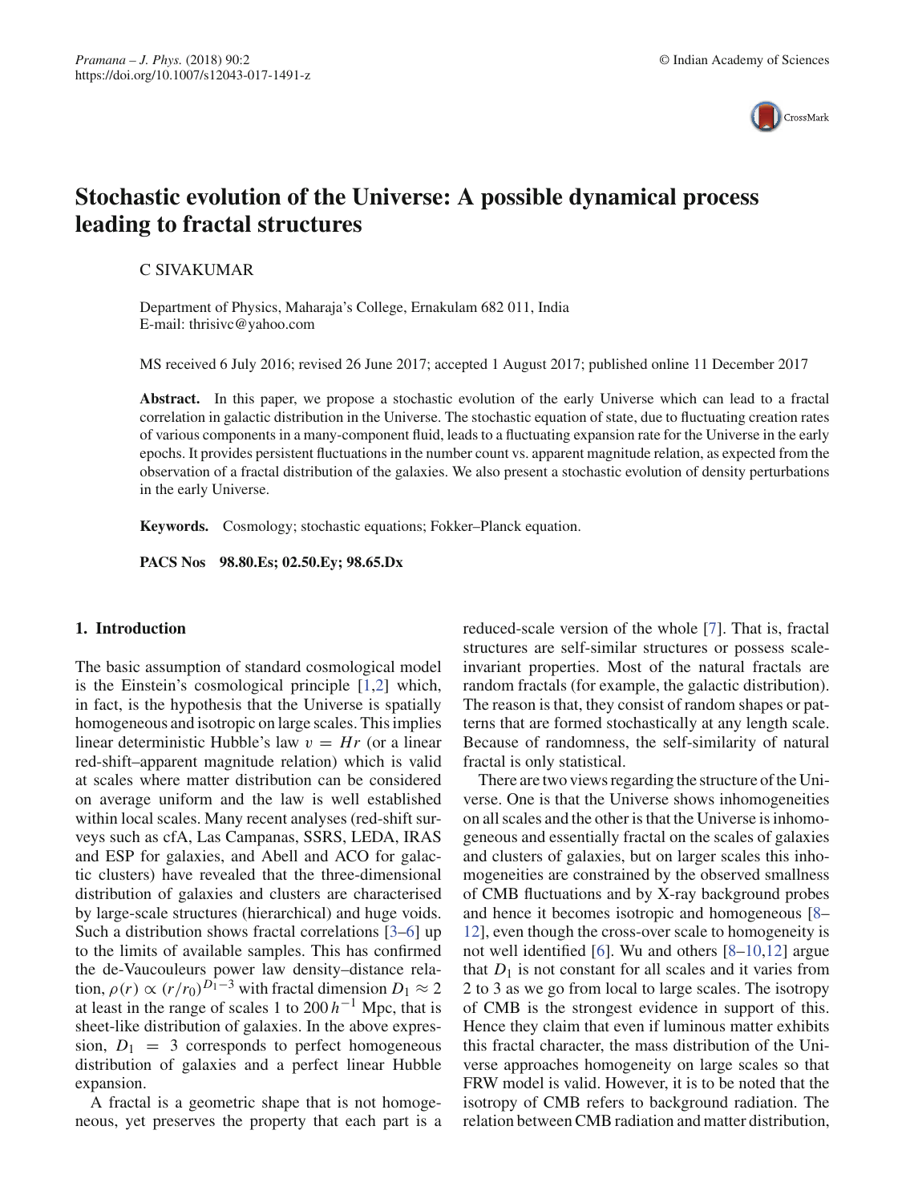# Stochastic evolution of the Universe: A possible dynamical process leading to fractal structures

C SIVAKUMAR

Department of Physics, Maharaja's College, Ernakulam 682 011, India
E-mail: thrisivc@yahoo.com

MS received 6 July 2016; revised 26 June 2017; accepted 1 August 2017; published online 11 December 2017

**Abstract.** In this paper, we propose a stochastic evolution of the early Universe which can lead to a fractal correlation in galactic distribution in the Universe. The stochastic equation of state, due to fluctuating creation rates of various components in a many-component fluid, leads to a fluctuating expansion rate for the Universe in the early epochs. It provides persistent fluctuations in the number count vs. apparent magnitude relation, as expected from the observation of a fractal distribution of the galaxies. We also present a stochastic evolution of density perturbations in the early Universe.

**Keywords.** Cosmology; stochastic equations; Fokker–Planck equation.

**PACS Nos** **98.80.Es; 02.50.Ey; 98.65.Dx**

## 1. Introduction

The basic assumption of standard cosmological model is the Einstein's cosmological principle [1,2] which, in fact, is the hypothesis that the Universe is spatially homogeneous and isotropic on large scales. This implies linear deterministic Hubble's law $v = Hr$ (or a linear red-shift–apparent magnitude relation) which is valid at scales where matter distribution can be considered on average uniform and the law is well established within local scales. Many recent analyses (red-shift surveys such as cfA, Las Campanas, SSRS, LEDA, IRAS and ESP for galaxies, and Abell and ACO for galactic clusters) have revealed that the three-dimensional distribution of galaxies and clusters are characterised by large-scale structures (hierarchical) and huge voids. Such a distribution shows fractal correlations [3–6] up to the limits of available samples. This has confirmed the de-Vaucouleurs power law density–distance relation, $\rho(r) \propto (r/r_0)^{D_1-3}$ with fractal dimension $D_1 \approx 2$ at least in the range of scales 1 to $200\,h^{-1}$ Mpc, that is sheet-like distribution of galaxies. In the above expression, $D_1 = 3$ corresponds to perfect homogeneous distribution of galaxies and a perfect linear Hubble expansion.

A fractal is a geometric shape that is not homogeneous, yet preserves the property that each part is a reduced-scale version of the whole [7]. That is, fractal structures are self-similar structures or possess scale-invariant properties. Most of the natural fractals are random fractals (for example, the galactic distribution). The reason is that, they consist of random shapes or patterns that are formed stochastically at any length scale. Because of randomness, the self-similarity of natural fractal is only statistical.

There are two views regarding the structure of the Universe. One is that the Universe shows inhomogeneities on all scales and the other is that the Universe is inhomogeneous and essentially fractal on the scales of galaxies and clusters of galaxies, but on larger scales this inhomogeneities are constrained by the observed smallness of CMB fluctuations and by X-ray background probes and hence it becomes isotropic and homogeneous [8–12], even though the cross-over scale to homogeneity is not well identified [6]. Wu and others [8–10,12] argue that $D_1$ is not constant for all scales and it varies from 2 to 3 as we go from local to large scales. The isotropy of CMB is the strongest evidence in support of this. Hence they claim that even if luminous matter exhibits this fractal character, the mass distribution of the Universe approaches homogeneity on large scales so that FRW model is valid. However, it is to be noted that the isotropy of CMB refers to background radiation. The relation between CMB radiation and matter distribution,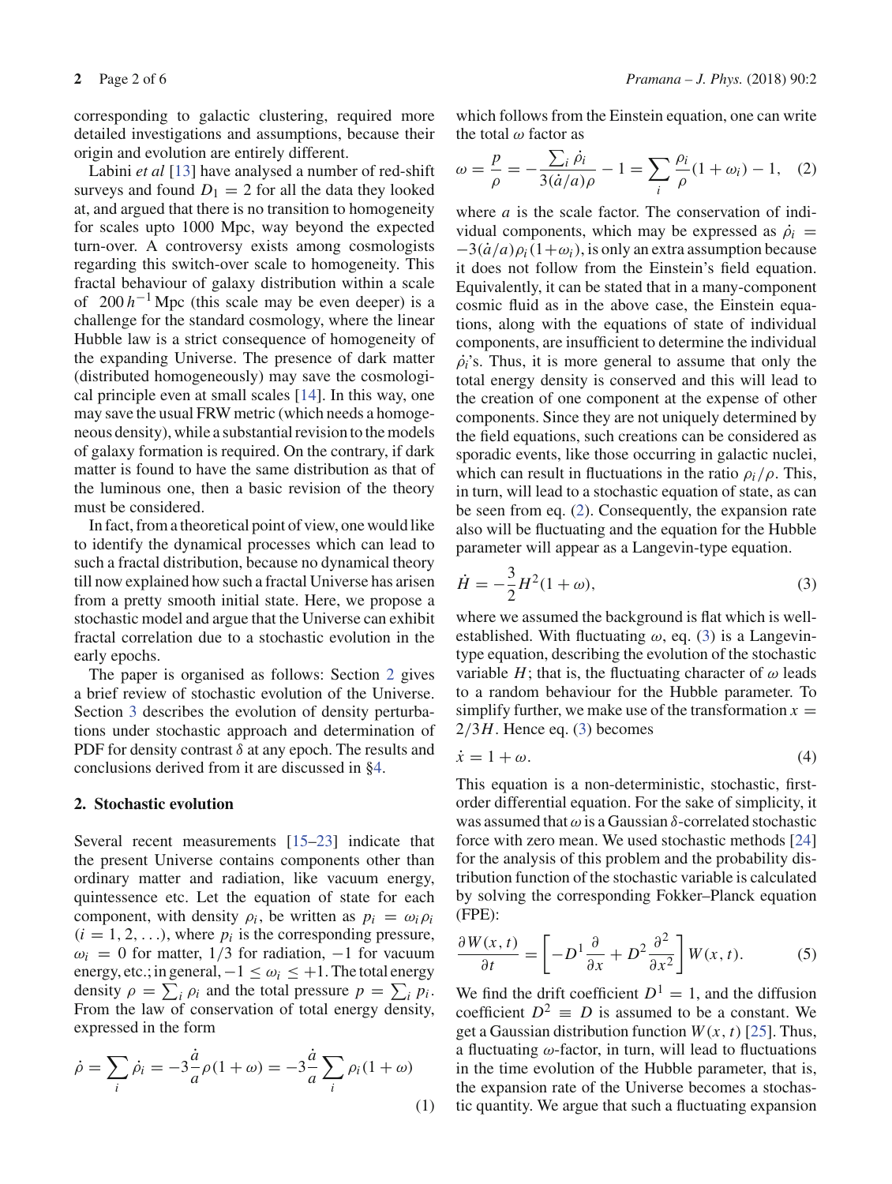corresponding to galactic clustering, required more detailed investigations and assumptions, because their origin and evolution are entirely different.

Labini *et al* [13] have analysed a number of red-shift surveys and found $D_1 = 2$ for all the data they looked at, and argued that there is no transition to homogeneity for scales upto 1000 Mpc, way beyond the expected turn-over. A controversy exists among cosmologists regarding this switch-over scale to homogeneity. This fractal behaviour of galaxy distribution within a scale of $200\,h^{-1}$ Mpc (this scale may be even deeper) is a challenge for the standard cosmology, where the linear Hubble law is a strict consequence of homogeneity of the expanding Universe. The presence of dark matter (distributed homogeneously) may save the cosmological principle even at small scales [14]. In this way, one may save the usual FRW metric (which needs a homogeneous density), while a substantial revision to the models of galaxy formation is required. On the contrary, if dark matter is found to have the same distribution as that of the luminous one, then a basic revision of the theory must be considered.

In fact, from a theoretical point of view, one would like to identify the dynamical processes which can lead to such a fractal distribution, because no dynamical theory till now explained how such a fractal Universe has arisen from a pretty smooth initial state. Here, we propose a stochastic model and argue that the Universe can exhibit fractal correlation due to a stochastic evolution in the early epochs.

The paper is organised as follows: Section 2 gives a brief review of stochastic evolution of the Universe. Section 3 describes the evolution of density perturbations under stochastic approach and determination of PDF for density contrast $\delta$ at any epoch. The results and conclusions derived from it are discussed in §4.

## 2. Stochastic evolution

Several recent measurements [15–23] indicate that the present Universe contains components other than ordinary matter and radiation, like vacuum energy, quintessence etc. Let the equation of state for each component, with density $\rho_i$, be written as $p_i = \omega_i \rho_i$ $(i = 1, 2, \ldots)$, where $p_i$ is the corresponding pressure, $\omega_i = 0$ for matter, $1/3$ for radiation, $-1$ for vacuum energy, etc.; in general, $-1 \leq \omega_i \leq +1$. The total energy density $\rho = \sum_i \rho_i$ and the total pressure $p = \sum_i p_i$. From the law of conservation of total energy density, expressed in the form

$$\dot{\rho} = \sum_i \dot{\rho}_i = -3\frac{\dot{a}}{a}\rho(1+\omega) = -3\frac{\dot{a}}{a}\sum_i \rho_i(1+\omega) \tag{1}$$

which follows from the Einstein equation, one can write the total $\omega$ factor as

$$\omega = \frac{p}{\rho} = -\frac{\sum_i \dot{\rho}_i}{3(\dot{a}/a)\rho} - 1 = \sum_i \frac{\rho_i}{\rho}(1+\omega_i) - 1, \tag{2}$$

where $a$ is the scale factor. The conservation of individual components, which may be expressed as $\dot{\rho}_i = -3(\dot{a}/a)\rho_i(1+\omega_i)$, is only an extra assumption because it does not follow from the Einstein's field equation. Equivalently, it can be stated that in a many-component cosmic fluid as in the above case, the Einstein equations, along with the equations of state of individual components, are insufficient to determine the individual $\dot{\rho}_i$'s. Thus, it is more general to assume that only the total energy density is conserved and this will lead to the creation of one component at the expense of other components. Since they are not uniquely determined by the field equations, such creations can be considered as sporadic events, like those occurring in galactic nuclei, which can result in fluctuations in the ratio $\rho_i/\rho$. This, in turn, will lead to a stochastic equation of state, as can be seen from eq. (2). Consequently, the expansion rate also will be fluctuating and the equation for the Hubble parameter will appear as a Langevin-type equation.

$$\dot{H} = -\frac{3}{2}H^2(1+\omega), \tag{3}$$

where we assumed the background is flat which is well-established. With fluctuating $\omega$, eq. (3) is a Langevin-type equation, describing the evolution of the stochastic variable $H$; that is, the fluctuating character of $\omega$ leads to a random behaviour for the Hubble parameter. To simplify further, we make use of the transformation $x = 2/3H$. Hence eq. (3) becomes

$$\dot{x} = 1 + \omega. \tag{4}$$

This equation is a non-deterministic, stochastic, first-order differential equation. For the sake of simplicity, it was assumed that $\omega$ is a Gaussian $\delta$-correlated stochastic force with zero mean. We used stochastic methods [24] for the analysis of this problem and the probability distribution function of the stochastic variable is calculated by solving the corresponding Fokker–Planck equation (FPE):

$$\frac{\partial W(x,t)}{\partial t} = \left[-D^1\frac{\partial}{\partial x} + D^2\frac{\partial^2}{\partial x^2}\right]W(x,t). \tag{5}$$

We find the drift coefficient $D^1 = 1$, and the diffusion coefficient $D^2 \equiv D$ is assumed to be a constant. We get a Gaussian distribution function $W(x, t)$ [25]. Thus, a fluctuating $\omega$-factor, in turn, will lead to fluctuations in the time evolution of the Hubble parameter, that is, the expansion rate of the Universe becomes a stochastic quantity. We argue that such a fluctuating expansion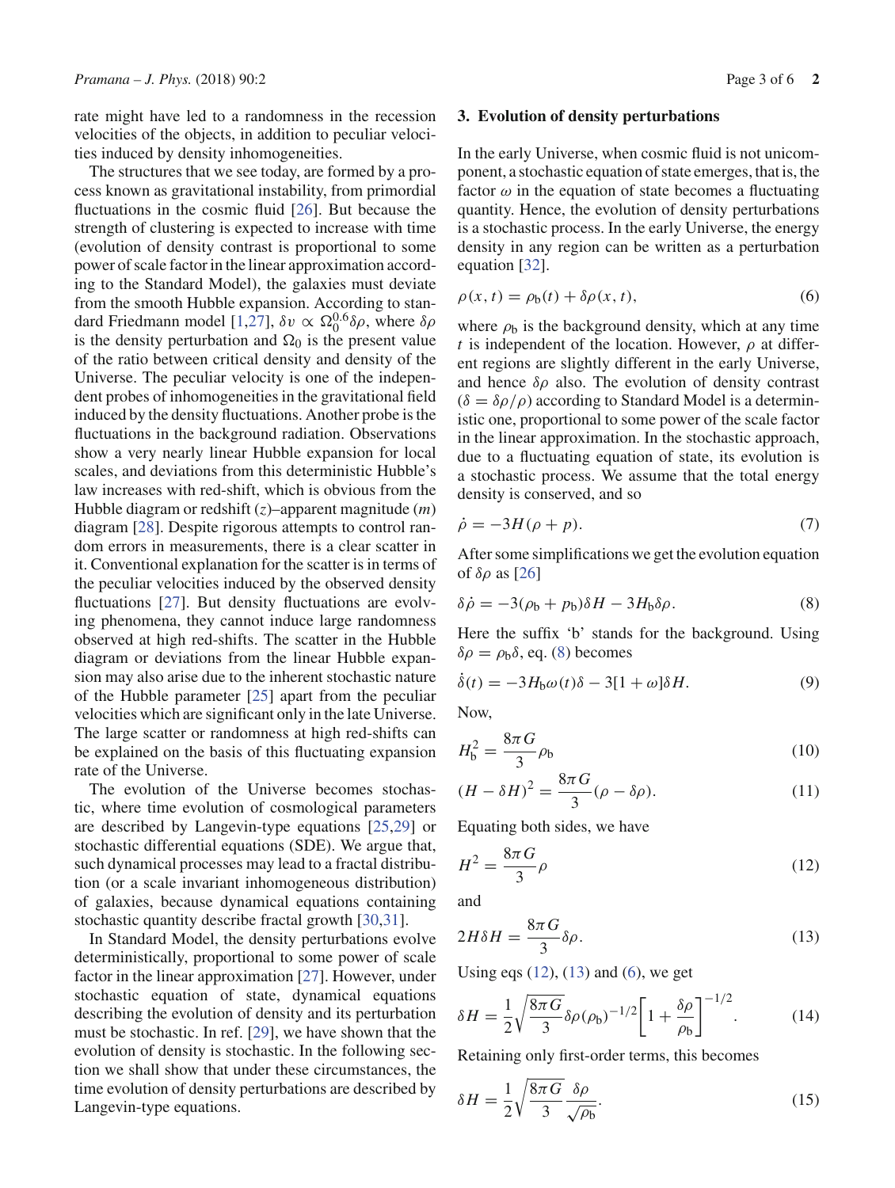rate might have led to a randomness in the recession velocities of the objects, in addition to peculiar velocities induced by density inhomogeneities.

The structures that we see today, are formed by a process known as gravitational instability, from primordial fluctuations in the cosmic fluid [26]. But because the strength of clustering is expected to increase with time (evolution of density contrast is proportional to some power of scale factor in the linear approximation according to the Standard Model), the galaxies must deviate from the smooth Hubble expansion. According to standard Friedmann model [1,27], $\delta v \propto \Omega_0^{0.6}\delta\rho$, where $\delta\rho$ is the density perturbation and $\Omega_0$ is the present value of the ratio between critical density and density of the Universe. The peculiar velocity is one of the independent probes of inhomogeneities in the gravitational field induced by the density fluctuations. Another probe is the fluctuations in the background radiation. Observations show a very nearly linear Hubble expansion for local scales, and deviations from this deterministic Hubble's law increases with red-shift, which is obvious from the Hubble diagram or redshift ($z$)–apparent magnitude ($m$) diagram [28]. Despite rigorous attempts to control random errors in measurements, there is a clear scatter in it. Conventional explanation for the scatter is in terms of the peculiar velocities induced by the observed density fluctuations [27]. But density fluctuations are evolving phenomena, they cannot induce large randomness observed at high red-shifts. The scatter in the Hubble diagram or deviations from the linear Hubble expansion may also arise due to the inherent stochastic nature of the Hubble parameter [25] apart from the peculiar velocities which are significant only in the late Universe. The large scatter or randomness at high red-shifts can be explained on the basis of this fluctuating expansion rate of the Universe.

The evolution of the Universe becomes stochastic, where time evolution of cosmological parameters are described by Langevin-type equations [25,29] or stochastic differential equations (SDE). We argue that, such dynamical processes may lead to a fractal distribution (or a scale invariant inhomogeneous distribution) of galaxies, because dynamical equations containing stochastic quantity describe fractal growth [30,31].

In Standard Model, the density perturbations evolve deterministically, proportional to some power of scale factor in the linear approximation [27]. However, under stochastic equation of state, dynamical equations describing the evolution of density and its perturbation must be stochastic. In ref. [29], we have shown that the evolution of density is stochastic. In the following section we shall show that under these circumstances, the time evolution of density perturbations are described by Langevin-type equations.

## 3. Evolution of density perturbations

In the early Universe, when cosmic fluid is not unicomponent, a stochastic equation of state emerges, that is, the factor $\omega$ in the equation of state becomes a fluctuating quantity. Hence, the evolution of density perturbations is a stochastic process. In the early Universe, the energy density in any region can be written as a perturbation equation [32].

$$\rho(x,t) = \rho_{\mathrm{b}}(t) + \delta\rho(x,t), \tag{6}$$

where $\rho_{\mathrm{b}}$ is the background density, which at any time $t$ is independent of the location. However, $\rho$ at different regions are slightly different in the early Universe, and hence $\delta\rho$ also. The evolution of density contrast ($\delta = \delta\rho/\rho$) according to Standard Model is a deterministic one, proportional to some power of the scale factor in the linear approximation. In the stochastic approach, due to a fluctuating equation of state, its evolution is a stochastic process. We assume that the total energy density is conserved, and so

$$\dot{\rho} = -3H(\rho + p). \tag{7}$$

After some simplifications we get the evolution equation of $\delta\rho$ as [26]

$$\delta\dot{\rho} = -3(\rho_{\mathrm{b}} + p_{\mathrm{b}})\delta H - 3H_{\mathrm{b}}\delta\rho. \tag{8}$$

Here the suffix 'b' stands for the background. Using $\delta\rho = \rho_{\mathrm{b}}\delta$, eq. (8) becomes

$$\dot{\delta}(t) = -3H_{\mathrm{b}}\omega(t)\delta - 3[1+\omega]\delta H. \tag{9}$$

Now,

$$H_{\mathrm{b}}^2 = \frac{8\pi G}{3}\rho_{\mathrm{b}} \tag{10}$$

$$(H - \delta H)^2 = \frac{8\pi G}{3}(\rho - \delta\rho). \tag{11}$$

Equating both sides, we have

$$H^2 = \frac{8\pi G}{3}\rho \tag{12}$$

and

$$2H\delta H = \frac{8\pi G}{3}\delta\rho. \tag{13}$$

Using eqs (12), (13) and (6), we get

$$\delta H = \frac{1}{2}\sqrt{\frac{8\pi G}{3}}\delta\rho(\rho_{\mathrm{b}})^{-1/2}\left[1 + \frac{\delta\rho}{\rho_{\mathrm{b}}}\right]^{-1/2}. \tag{14}$$

Retaining only first-order terms, this becomes

$$\delta H = \frac{1}{2}\sqrt{\frac{8\pi G}{3}}\frac{\delta\rho}{\sqrt{\rho_{\mathrm{b}}}}. \tag{15}$$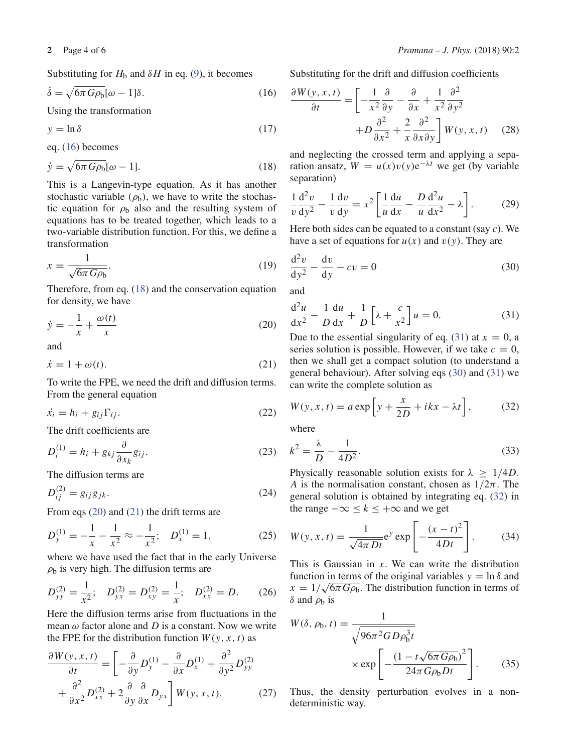Substituting for $H_\mathrm{b}$ and $\delta H$ in eq. (9), it becomes

$$\dot{\delta} = \sqrt{6\pi G\rho_\mathrm{b}}[\omega - 1]\delta. \tag{16}$$

Using the transformation

$$y = \ln \delta \tag{17}$$

eq. (16) becomes

$$\dot{y} = \sqrt{6\pi G\rho_\mathrm{b}}[\omega - 1]. \tag{18}$$

This is a Langevin-type equation. As it has another stochastic variable ($\rho_\mathrm{b}$), we have to write the stochastic equation for $\rho_\mathrm{b}$ also and the resulting system of equations has to be treated together, which leads to a two-variable distribution function. For this, we define a transformation

$$x = \frac{1}{\sqrt{6\pi G\rho_\mathrm{b}}}. \tag{19}$$

Therefore, from eq. (18) and the conservation equation for density, we have

$$\dot{y} = -\frac{1}{x} + \frac{\omega(t)}{x} \tag{20}$$

and

$$\dot{x} = 1 + \omega(t). \tag{21}$$

To write the FPE, we need the drift and diffusion terms. From the general equation

$$\dot{x_i} = h_i + g_{ij}\Gamma_{ij}. \tag{22}$$

The drift coefficients are

$$D_i^{(1)} = h_i + g_{kj}\frac{\partial}{\partial x_k}g_{ij}. \tag{23}$$

The diffusion terms are

$$D_{ij}^{(2)} = g_{ij}g_{jk}. \tag{24}$$

From eqs (20) and (21) the drift terms are

$$D_y^{(1)} = -\frac{1}{x} - \frac{1}{x^2} \approx -\frac{1}{x^2}; \quad D_x^{(1)} = 1, \tag{25}$$

where we have used the fact that in the early Universe $\rho_\mathrm{b}$ is very high. The diffusion terms are

$$D_{yy}^{(2)} = \frac{1}{x^2}; \quad D_{yx}^{(2)} = D_{xy}^{(2)} = \frac{1}{x}; \quad D_{xx}^{(2)} = D. \tag{26}$$

Here the diffusion terms arise from fluctuations in the mean $\omega$ factor alone and $D$ is a constant. Now we write the FPE for the distribution function $W(y, x, t)$ as

$$\frac{\partial W(y,x,t)}{\partial t} = \left[-\frac{\partial}{\partial y}D_y^{(1)} - \frac{\partial}{\partial x}D_x^{(1)} + \frac{\partial^2}{\partial y^2}D_{yy}^{(2)} + \frac{\partial^2}{\partial x^2}D_{xx}^{(2)} + 2\frac{\partial}{\partial y}\frac{\partial}{\partial x}D_{yx}\right]W(y,x,t). \tag{27}$$

Substituting for the drift and diffusion coefficients

$$\frac{\partial W(y,x,t)}{\partial t} = \left[-\frac{1}{x^2}\frac{\partial}{\partial y} - \frac{\partial}{\partial x} + \frac{1}{x^2}\frac{\partial^2}{\partial y^2} + D\frac{\partial^2}{\partial x^2} + \frac{2}{x}\frac{\partial^2}{\partial x \partial y}\right]W(y,x,t) \tag{28}$$

and neglecting the crossed term and applying a separation ansatz, $W = u(x)v(y)\mathrm{e}^{-\lambda t}$ we get (by variable separation)

$$\frac{1}{v}\frac{\mathrm{d}^2 v}{\mathrm{d}y^2} - \frac{1}{v}\frac{\mathrm{d}v}{\mathrm{d}y} = x^2\left[\frac{1}{u}\frac{\mathrm{d}u}{\mathrm{d}x} - \frac{D}{u}\frac{\mathrm{d}^2 u}{\mathrm{d}x^2} - \lambda\right]. \tag{29}$$

Here both sides can be equated to a constant (say $c$). We have a set of equations for $u(x)$ and $v(y)$. They are

$$\frac{\mathrm{d}^2 v}{\mathrm{d}y^2} - \frac{\mathrm{d}v}{\mathrm{d}y} - cv = 0 \tag{30}$$

and

$$\frac{\mathrm{d}^2 u}{\mathrm{d}x^2} - \frac{1}{D}\frac{\mathrm{d}u}{\mathrm{d}x} + \frac{1}{D}\left[\lambda + \frac{c}{x^2}\right]u = 0. \tag{31}$$

Due to the essential singularity of eq. (31) at $x = 0$, a series solution is possible. However, if we take $c = 0$, then we shall get a compact solution (to understand a general behaviour). After solving eqs (30) and (31) we can write the complete solution as

$$W(y,x,t) = a\exp\left[y + \frac{x}{2D} + ikx - \lambda t\right], \tag{32}$$

where

$$k^2 = \frac{\lambda}{D} - \frac{1}{4D^2}. \tag{33}$$

Physically reasonable solution exists for $\lambda \geq 1/4D$. $A$ is the normalisation constant, chosen as $1/2\pi$. The general solution is obtained by integrating eq. (32) in the range $-\infty \leq k \leq +\infty$ and we get

$$W(y,x,t) = \frac{1}{\sqrt{4\pi Dt}}\mathrm{e}^y\exp\left[-\frac{(x-t)^2}{4Dt}\right]. \tag{34}$$

This is Gaussian in $x$. We can write the distribution function in terms of the original variables $y = \ln\delta$ and $x = 1/\sqrt{6\pi G\rho_\mathrm{b}}$. The distribution function in terms of $\delta$ and $\rho_\mathrm{b}$ is

$$W(\delta, \rho_\mathrm{b}, t) = \frac{1}{\sqrt{96\pi^2 GD\rho_\mathrm{b}^3 t}} \times \exp\left[-\frac{\left(1 - t\sqrt{6\pi G\rho_\mathrm{b}}\right)^2}{24\pi G\rho_\mathrm{b}Dt}\right]. \tag{35}$$

Thus, the density perturbation evolves in a nondeterministic way.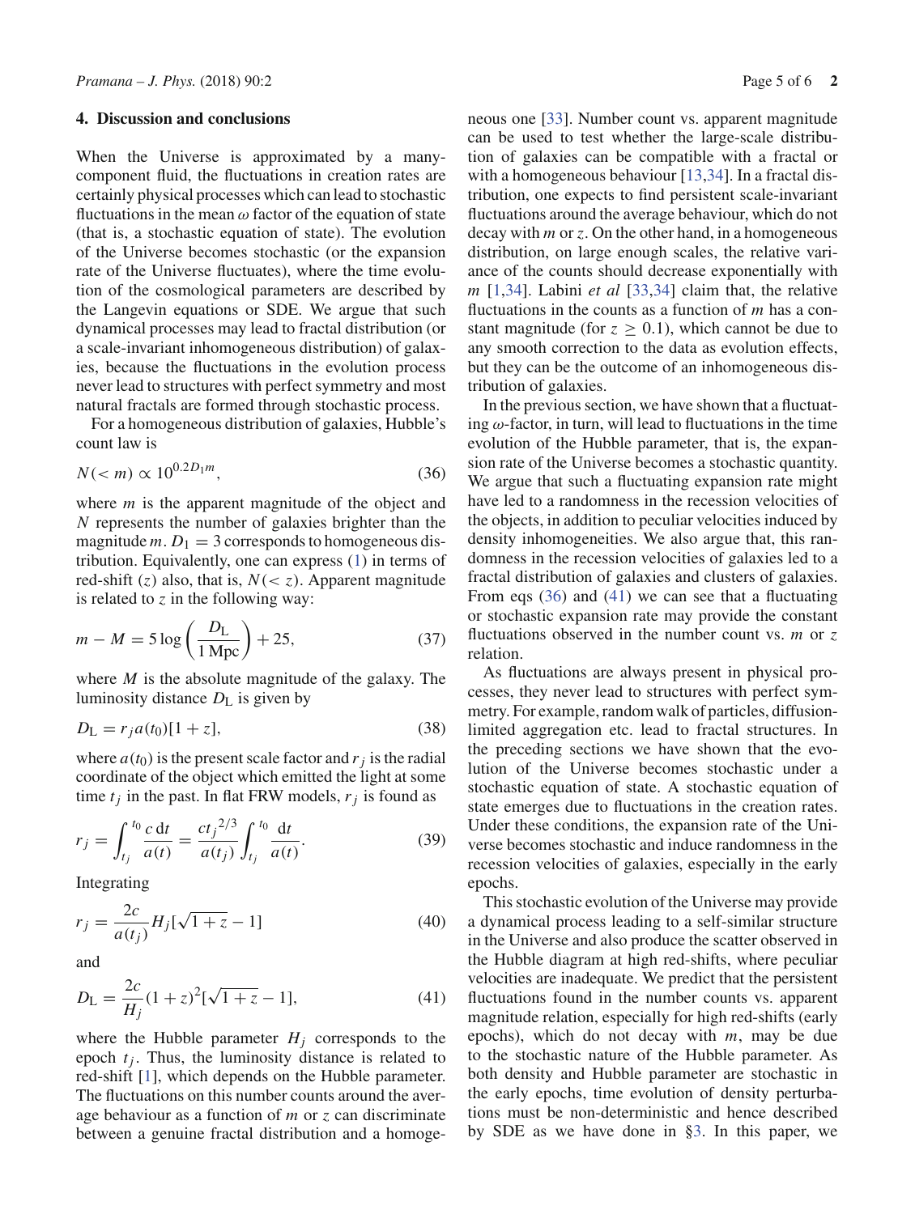## 4. Discussion and conclusions

When the Universe is approximated by a many-component fluid, the fluctuations in creation rates are certainly physical processes which can lead to stochastic fluctuations in the mean $\omega$ factor of the equation of state (that is, a stochastic equation of state). The evolution of the Universe becomes stochastic (or the expansion rate of the Universe fluctuates), where the time evolution of the cosmological parameters are described by the Langevin equations or SDE. We argue that such dynamical processes may lead to fractal distribution (or a scale-invariant inhomogeneous distribution) of galaxies, because the fluctuations in the evolution process never lead to structures with perfect symmetry and most natural fractals are formed through stochastic process.

For a homogeneous distribution of galaxies, Hubble's count law is

$$N(< m) \propto 10^{0.2 D_1 m}, \tag{36}$$

where $m$ is the apparent magnitude of the object and $N$ represents the number of galaxies brighter than the magnitude $m$. $D_1 = 3$ corresponds to homogeneous distribution. Equivalently, one can express (1) in terms of red-shift ($z$) also, that is, $N(< z)$. Apparent magnitude is related to $z$ in the following way:

$$m - M = 5 \log\left(\frac{D_\mathrm{L}}{1\,\mathrm{Mpc}}\right) + 25, \tag{37}$$

where $M$ is the absolute magnitude of the galaxy. The luminosity distance $D_\mathrm{L}$ is given by

$$D_\mathrm{L} = r_j a(t_0)[1 + z], \tag{38}$$

where $a(t_0)$ is the present scale factor and $r_j$ is the radial coordinate of the object which emitted the light at some time $t_j$ in the past. In flat FRW models, $r_j$ is found as

$$r_j = \int_{t_j}^{t_0} \frac{c\,\mathrm{d}t}{a(t)} = \frac{c t_j{}^{2/3}}{a(t_j)} \int_{t_j}^{t_0} \frac{\mathrm{d}t}{a(t)}. \tag{39}$$

Integrating

$$r_j = \frac{2c}{a(t_j)} H_j[\sqrt{1+z} - 1] \tag{40}$$

and

$$D_\mathrm{L} = \frac{2c}{H_j}(1+z)^2[\sqrt{1+z} - 1], \tag{41}$$

where the Hubble parameter $H_j$ corresponds to the epoch $t_j$. Thus, the luminosity distance is related to red-shift [1], which depends on the Hubble parameter. The fluctuations on this number counts around the average behaviour as a function of $m$ or $z$ can discriminate between a genuine fractal distribution and a homogeneous one [33]. Number count vs. apparent magnitude can be used to test whether the large-scale distribution of galaxies can be compatible with a fractal or with a homogeneous behaviour [13,34]. In a fractal distribution, one expects to find persistent scale-invariant fluctuations around the average behaviour, which do not decay with $m$ or $z$. On the other hand, in a homogeneous distribution, on large enough scales, the relative variance of the counts should decrease exponentially with $m$ [1,34]. Labini *et al* [33,34] claim that, the relative fluctuations in the counts as a function of $m$ has a constant magnitude (for $z \geq 0.1$), which cannot be due to any smooth correction to the data as evolution effects, but they can be the outcome of an inhomogeneous distribution of galaxies.

In the previous section, we have shown that a fluctuating $\omega$-factor, in turn, will lead to fluctuations in the time evolution of the Hubble parameter, that is, the expansion rate of the Universe becomes a stochastic quantity. We argue that such a fluctuating expansion rate might have led to a randomness in the recession velocities of the objects, in addition to peculiar velocities induced by density inhomogeneities. We also argue that, this randomness in the recession velocities of galaxies led to a fractal distribution of galaxies and clusters of galaxies. From eqs (36) and (41) we can see that a fluctuating or stochastic expansion rate may provide the constant fluctuations observed in the number count vs. $m$ or $z$ relation.

As fluctuations are always present in physical processes, they never lead to structures with perfect symmetry. For example, random walk of particles, diffusion-limited aggregation etc. lead to fractal structures. In the preceding sections we have shown that the evolution of the Universe becomes stochastic under a stochastic equation of state. A stochastic equation of state emerges due to fluctuations in the creation rates. Under these conditions, the expansion rate of the Universe becomes stochastic and induce randomness in the recession velocities of galaxies, especially in the early epochs.

This stochastic evolution of the Universe may provide a dynamical process leading to a self-similar structure in the Universe and also produce the scatter observed in the Hubble diagram at high red-shifts, where peculiar velocities are inadequate. We predict that the persistent fluctuations found in the number counts vs. apparent magnitude relation, especially for high red-shifts (early epochs), which do not decay with $m$, may be due to the stochastic nature of the Hubble parameter. As both density and Hubble parameter are stochastic in the early epochs, time evolution of density perturbations must be non-deterministic and hence described by SDE as we have done in §3. In this paper, we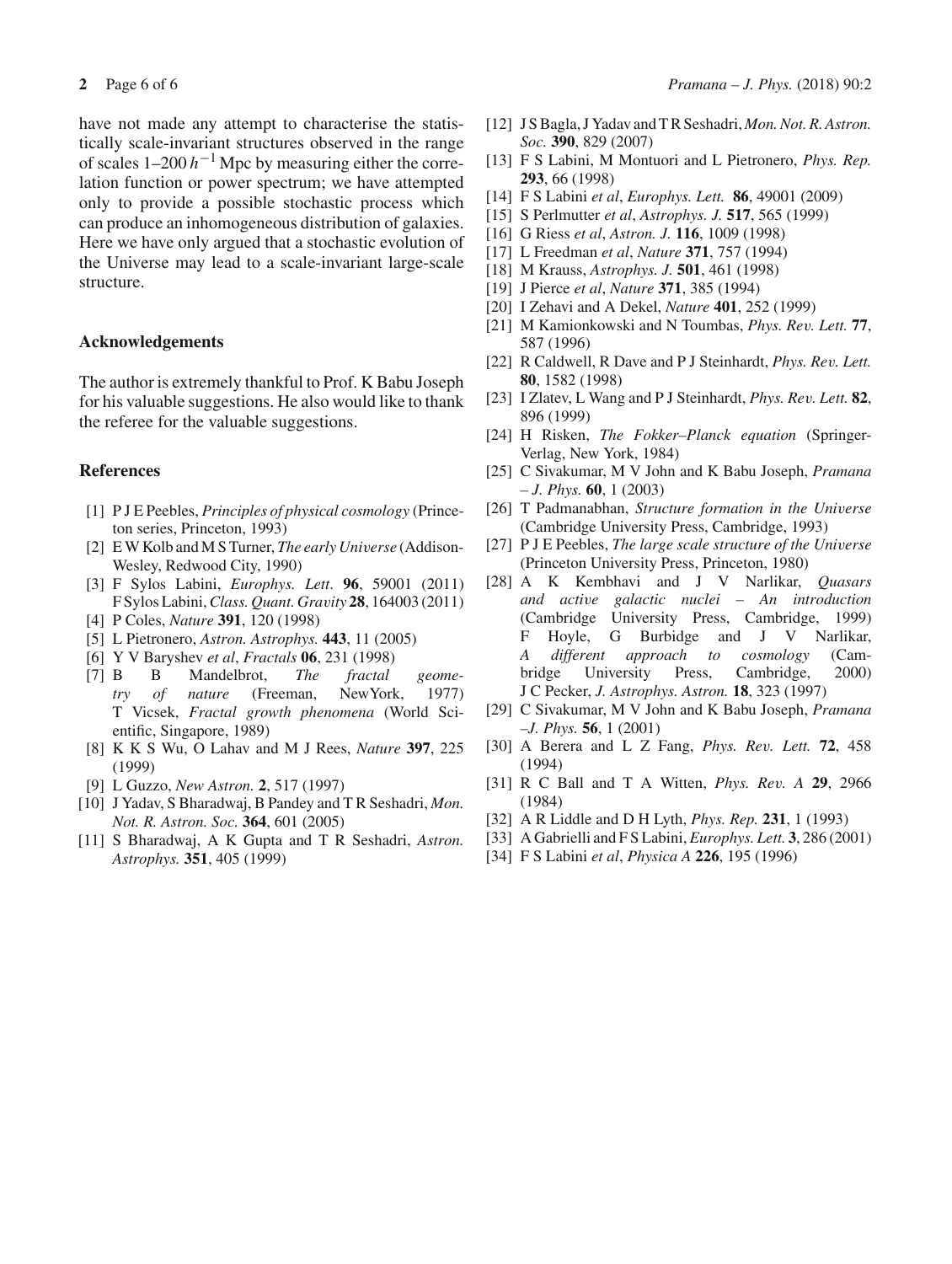have not made any attempt to characterise the statistically scale-invariant structures observed in the range of scales 1–200 $h^{-1}$ Mpc by measuring either the correlation function or power spectrum; we have attempted only to provide a possible stochastic process which can produce an inhomogeneous distribution of galaxies. Here we have only argued that a stochastic evolution of the Universe may lead to a scale-invariant large-scale structure.

## Acknowledgements

The author is extremely thankful to Prof. K Babu Joseph for his valuable suggestions. He also would like to thank the referee for the valuable suggestions.

## References

[1] P J E Peebles, *Principles of physical cosmology* (Princeton series, Princeton, 1993)

[2] E W Kolb and M S Turner, *The early Universe* (Addison-Wesley, Redwood City, 1990)

[3] F Sylos Labini, *Europhys. Lett*. **96**, 59001 (2011) F Sylos Labini, *Class. Quant. Gravity* **28**, 164003 (2011)

[4] P Coles, *Nature* **391**, 120 (1998)

[5] L Pietronero, *Astron. Astrophys.* **443**, 11 (2005)

[6] Y V Baryshev *et al*, *Fractals* **06**, 231 (1998)

[7] B B Mandelbrot, *The fractal geometry of nature* (Freeman, NewYork, 1977) T Vicsek, *Fractal growth phenomena* (World Scientific, Singapore, 1989)

[8] K K S Wu, O Lahav and M J Rees, *Nature* **397**, 225 (1999)

[9] L Guzzo, *New Astron.* **2**, 517 (1997)

[10] J Yadav, S Bharadwaj, B Pandey and T R Seshadri, *Mon. Not. R. Astron. Soc.* **364**, 601 (2005)

[11] S Bharadwaj, A K Gupta and T R Seshadri, *Astron. Astrophys.* **351**, 405 (1999)

[12] J S Bagla, J Yadav and T R Seshadri, *Mon. Not. R. Astron. Soc.* **390**, 829 (2007)

[13] F S Labini, M Montuori and L Pietronero, *Phys. Rep.* **293**, 66 (1998)

[14] F S Labini *et al*, *Europhys. Lett.* **86**, 49001 (2009)

[15] S Perlmutter *et al*, *Astrophys. J.* **517**, 565 (1999)

[16] G Riess *et al*, *Astron. J.* **116**, 1009 (1998)

[17] L Freedman *et al*, *Nature* **371**, 757 (1994)

[18] M Krauss, *Astrophys. J.* **501**, 461 (1998)

[19] J Pierce *et al*, *Nature* **371**, 385 (1994)

[20] I Zehavi and A Dekel, *Nature* **401**, 252 (1999)

[21] M Kamionkowski and N Toumbas, *Phys. Rev. Lett.* **77**, 587 (1996)

[22] R Caldwell, R Dave and P J Steinhardt, *Phys. Rev. Lett.* **80**, 1582 (1998)

[23] I Zlatev, L Wang and P J Steinhardt, *Phys. Rev. Lett.* **82**, 896 (1999)

[24] H Risken, *The Fokker–Planck equation* (Springer-Verlag, New York, 1984)

[25] C Sivakumar, M V John and K Babu Joseph, *Pramana – J. Phys.* **60**, 1 (2003)

[26] T Padmanabhan, *Structure formation in the Universe* (Cambridge University Press, Cambridge, 1993)

[27] P J E Peebles, *The large scale structure of the Universe* (Princeton University Press, Princeton, 1980)

[28] A K Kembhavi and J V Narlikar, *Quasars and active galactic nuclei – An introduction* (Cambridge University Press, Cambridge, 1999) F Hoyle, G Burbidge and J V Narlikar, *A different approach to cosmology* (Cambridge University Press, Cambridge, 2000) J C Pecker, *J. Astrophys. Astron.* **18**, 323 (1997)

[29] C Sivakumar, M V John and K Babu Joseph, *Pramana –J. Phys.* **56**, 1 (2001)

[30] A Berera and L Z Fang, *Phys. Rev. Lett.* **72**, 458 (1994)

[31] R C Ball and T A Witten, *Phys. Rev. A* **29**, 2966 (1984)

[32] A R Liddle and D H Lyth, *Phys. Rep.* **231**, 1 (1993)

[33] A Gabrielli and F S Labini, *Europhys. Lett.* **3**, 286 (2001)

[34] F S Labini *et al*, *Physica A* **226**, 195 (1996)